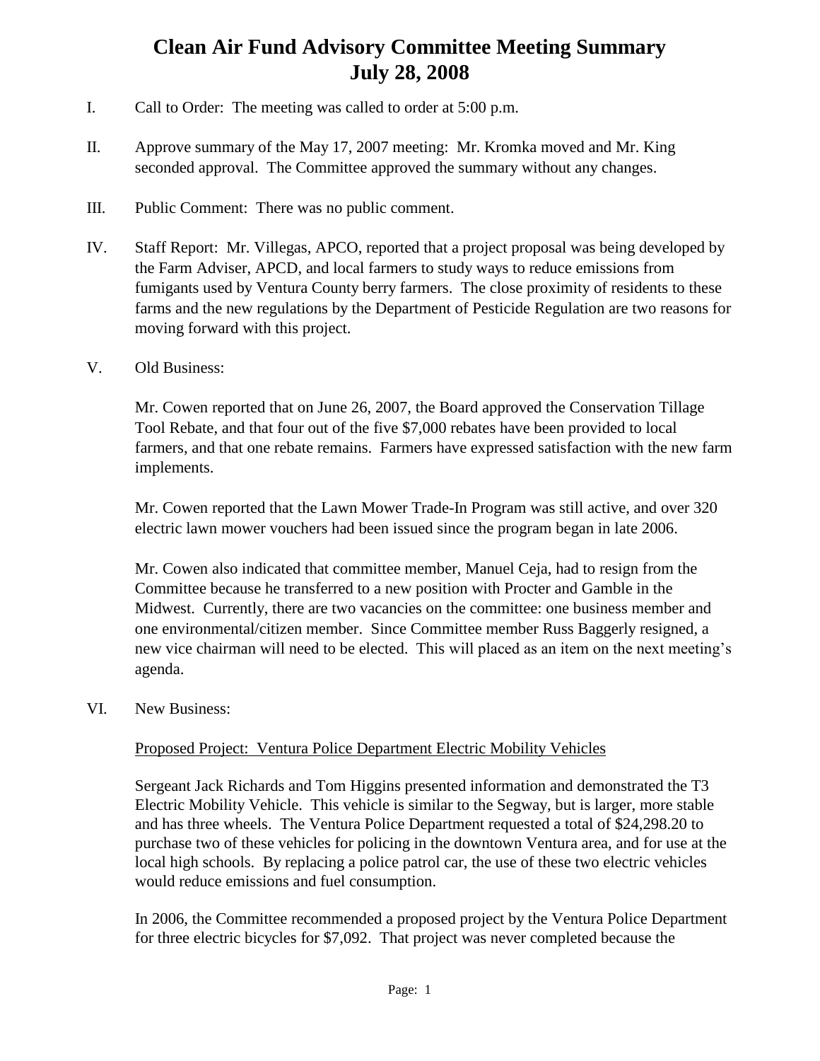# Clean Air Fund Advisory Committee Meeting Summary
# July 28, 2008

I. Call to Order: The meeting was called to order at 5:00 p.m.

II. Approve summary of the May 17, 2007 meeting: Mr. Kromka moved and Mr. King seconded approval. The Committee approved the summary without any changes.

III. Public Comment: There was no public comment.

IV. Staff Report: Mr. Villegas, APCO, reported that a project proposal was being developed by the Farm Adviser, APCD, and local farmers to study ways to reduce emissions from fumigants used by Ventura County berry farmers. The close proximity of residents to these farms and the new regulations by the Department of Pesticide Regulation are two reasons for moving forward with this project.

V. Old Business:

Mr. Cowen reported that on June 26, 2007, the Board approved the Conservation Tillage Tool Rebate, and that four out of the five $7,000 rebates have been provided to local farmers, and that one rebate remains. Farmers have expressed satisfaction with the new farm implements.

Mr. Cowen reported that the Lawn Mower Trade-In Program was still active, and over 320 electric lawn mower vouchers had been issued since the program began in late 2006.

Mr. Cowen also indicated that committee member, Manuel Ceja, had to resign from the Committee because he transferred to a new position with Procter and Gamble in the Midwest. Currently, there are two vacancies on the committee: one business member and one environmental/citizen member. Since Committee member Russ Baggerly resigned, a new vice chairman will need to be elected. This will placed as an item on the next meeting's agenda.

VI. New Business:

<u>Proposed Project: Ventura Police Department Electric Mobility Vehicles</u>

Sergeant Jack Richards and Tom Higgins presented information and demonstrated the T3 Electric Mobility Vehicle. This vehicle is similar to the Segway, but is larger, more stable and has three wheels. The Ventura Police Department requested a total of $24,298.20 to purchase two of these vehicles for policing in the downtown Ventura area, and for use at the local high schools. By replacing a police patrol car, the use of these two electric vehicles would reduce emissions and fuel consumption.

In 2006, the Committee recommended a proposed project by the Ventura Police Department for three electric bicycles for $7,092. That project was never completed because the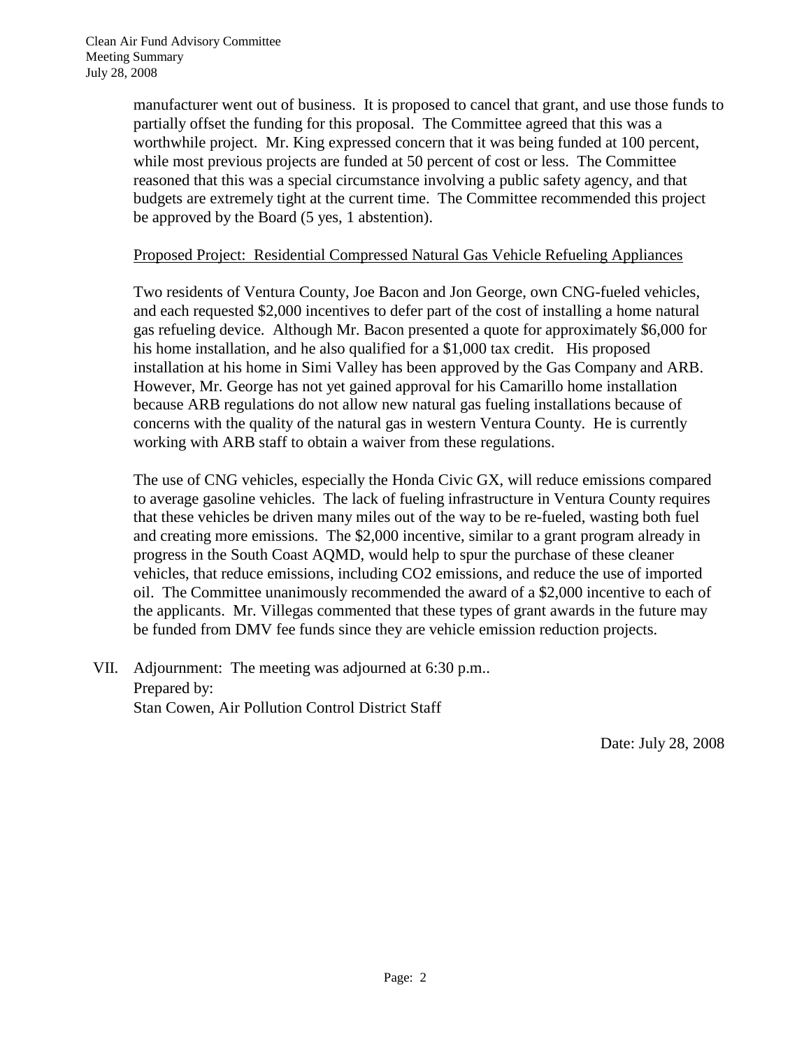manufacturer went out of business. It is proposed to cancel that grant, and use those funds to partially offset the funding for this proposal. The Committee agreed that this was a worthwhile project. Mr. King expressed concern that it was being funded at 100 percent, while most previous projects are funded at 50 percent of cost or less. The Committee reasoned that this was a special circumstance involving a public safety agency, and that budgets are extremely tight at the current time. The Committee recommended this project be approved by the Board (5 yes, 1 abstention).

Proposed Project: Residential Compressed Natural Gas Vehicle Refueling Appliances

Two residents of Ventura County, Joe Bacon and Jon George, own CNG-fueled vehicles, and each requested $2,000 incentives to defer part of the cost of installing a home natural gas refueling device. Although Mr. Bacon presented a quote for approximately $6,000 for his home installation, and he also qualified for a $1,000 tax credit. His proposed installation at his home in Simi Valley has been approved by the Gas Company and ARB. However, Mr. George has not yet gained approval for his Camarillo home installation because ARB regulations do not allow new natural gas fueling installations because of concerns with the quality of the natural gas in western Ventura County. He is currently working with ARB staff to obtain a waiver from these regulations.

The use of CNG vehicles, especially the Honda Civic GX, will reduce emissions compared to average gasoline vehicles. The lack of fueling infrastructure in Ventura County requires that these vehicles be driven many miles out of the way to be re-fueled, wasting both fuel and creating more emissions. The $2,000 incentive, similar to a grant program already in progress in the South Coast AQMD, would help to spur the purchase of these cleaner vehicles, that reduce emissions, including $CO_2$ emissions, and reduce the use of imported oil. The Committee unanimously recommended the award of a $2,000 incentive to each of the applicants. Mr. Villegas commented that these types of grant awards in the future may be funded from DMV fee funds since they are vehicle emission reduction projects.

VII. Adjournment: The meeting was adjourned at 6:30 p.m..
Prepared by:
Stan Cowen, Air Pollution Control District Staff

Date: July 28, 2008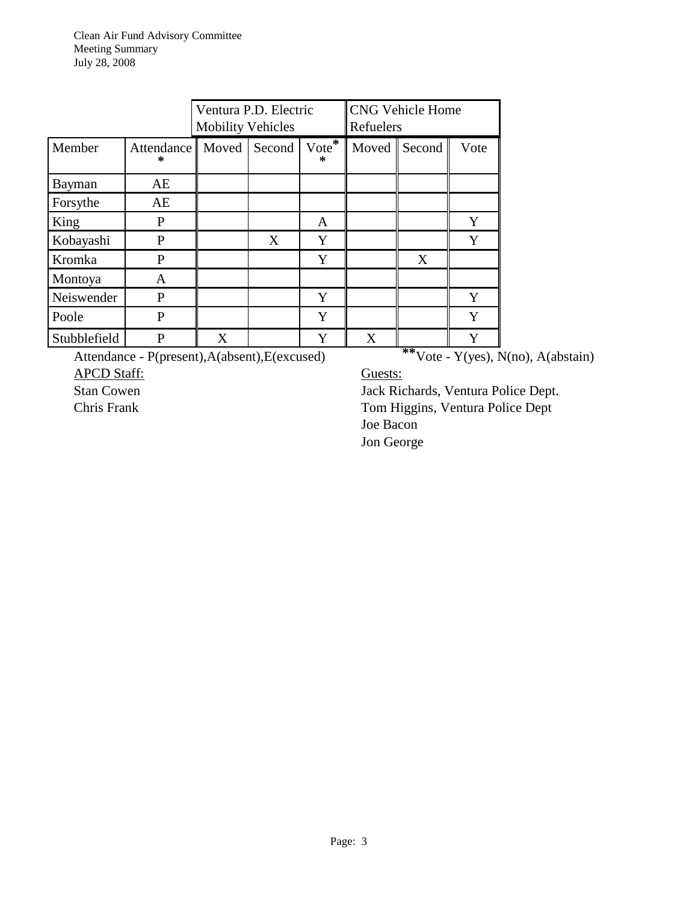Clean Air Fund Advisory Committee
Meeting Summary
July 28, 2008

| | | Ventura P.D. Electric Mobility Vehicles | | | CNG Vehicle Home Refuelers | | |
|---|---|---|---|---|---|---|---|
| Member | Attendance * | Moved | Second | Vote* * | Moved | Second | Vote |
| Bayman | AE | | | | | | |
| Forsythe | AE | | | | | | |
| King | P | | | A | | | Y |
| Kobayashi | P | | X | Y | | | Y |
| Kromka | P | | | Y | | X | |
| Montoya | A | | | | | | |
| Neiswender | P | | | Y | | | Y |
| Poole | P | | | Y | | | Y |
| Stubblefield | P | X | | Y | X | | Y |

Attendance - P(present),A(absent),E(excused)

**Vote - Y(yes), N(no), A(abstain)

APCD Staff:
Stan Cowen
Chris Frank

Guests:
Jack Richards, Ventura Police Dept.
Tom Higgins, Ventura Police Dept
Joe Bacon
Jon George